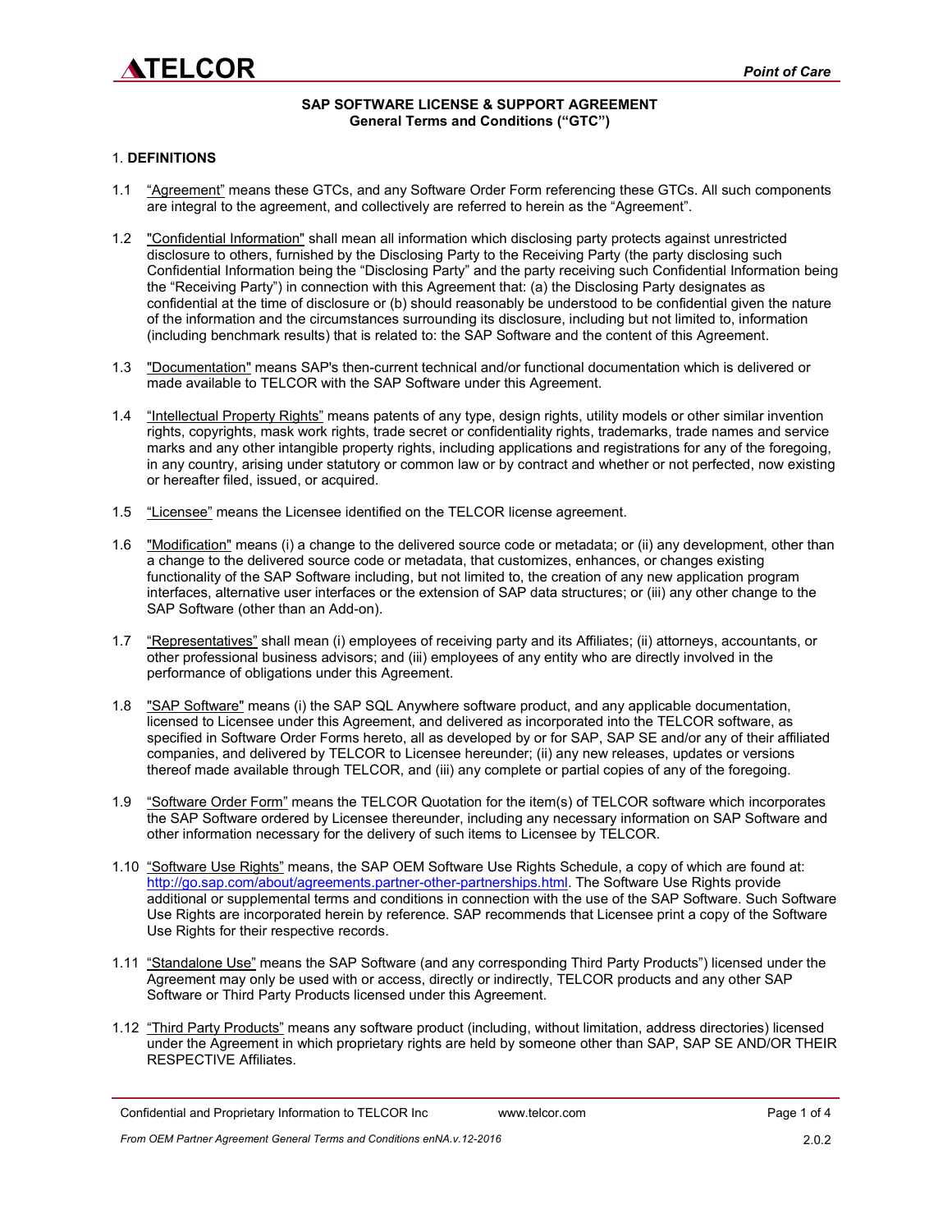**SAP SOFTWARE LICENSE & SUPPORT AGREEMENT**
**General Terms and Conditions ("GTC")**

1. **DEFINITIONS**

1.1 "Agreement" means these GTCs, and any Software Order Form referencing these GTCs. All such components are integral to the agreement, and collectively are referred to herein as the "Agreement".

1.2 "Confidential Information" shall mean all information which disclosing party protects against unrestricted disclosure to others, furnished by the Disclosing Party to the Receiving Party (the party disclosing such Confidential Information being the "Disclosing Party" and the party receiving such Confidential Information being the "Receiving Party") in connection with this Agreement that: (a) the Disclosing Party designates as confidential at the time of disclosure or (b) should reasonably be understood to be confidential given the nature of the information and the circumstances surrounding its disclosure, including but not limited to, information (including benchmark results) that is related to: the SAP Software and the content of this Agreement.

1.3 "Documentation" means SAP's then-current technical and/or functional documentation which is delivered or made available to TELCOR with the SAP Software under this Agreement.

1.4 "Intellectual Property Rights" means patents of any type, design rights, utility models or other similar invention rights, copyrights, mask work rights, trade secret or confidentiality rights, trademarks, trade names and service marks and any other intangible property rights, including applications and registrations for any of the foregoing, in any country, arising under statutory or common law or by contract and whether or not perfected, now existing or hereafter filed, issued, or acquired.

1.5 "Licensee" means the Licensee identified on the TELCOR license agreement.

1.6 "Modification" means (i) a change to the delivered source code or metadata; or (ii) any development, other than a change to the delivered source code or metadata, that customizes, enhances, or changes existing functionality of the SAP Software including, but not limited to, the creation of any new application program interfaces, alternative user interfaces or the extension of SAP data structures; or (iii) any other change to the SAP Software (other than an Add-on).

1.7 "Representatives" shall mean (i) employees of receiving party and its Affiliates; (ii) attorneys, accountants, or other professional business advisors; and (iii) employees of any entity who are directly involved in the performance of obligations under this Agreement.

1.8 "SAP Software" means (i) the SAP SQL Anywhere software product, and any applicable documentation, licensed to Licensee under this Agreement, and delivered as incorporated into the TELCOR software, as specified in Software Order Forms hereto, all as developed by or for SAP, SAP SE and/or any of their affiliated companies, and delivered by TELCOR to Licensee hereunder; (ii) any new releases, updates or versions thereof made available through TELCOR, and (iii) any complete or partial copies of any of the foregoing.

1.9 "Software Order Form" means the TELCOR Quotation for the item(s) of TELCOR software which incorporates the SAP Software ordered by Licensee thereunder, including any necessary information on SAP Software and other information necessary for the delivery of such items to Licensee by TELCOR.

1.10 "Software Use Rights" means, the SAP OEM Software Use Rights Schedule, a copy of which are found at: http://go.sap.com/about/agreements.partner-other-partnerships.html. The Software Use Rights provide additional or supplemental terms and conditions in connection with the use of the SAP Software. Such Software Use Rights are incorporated herein by reference. SAP recommends that Licensee print a copy of the Software Use Rights for their respective records.

1.11 "Standalone Use" means the SAP Software (and any corresponding Third Party Products") licensed under the Agreement may only be used with or access, directly or indirectly, TELCOR products and any other SAP Software or Third Party Products licensed under this Agreement.

1.12 "Third Party Products" means any software product (including, without limitation, address directories) licensed under the Agreement in which proprietary rights are held by someone other than SAP, SAP SE AND/OR THEIR RESPECTIVE Affiliates.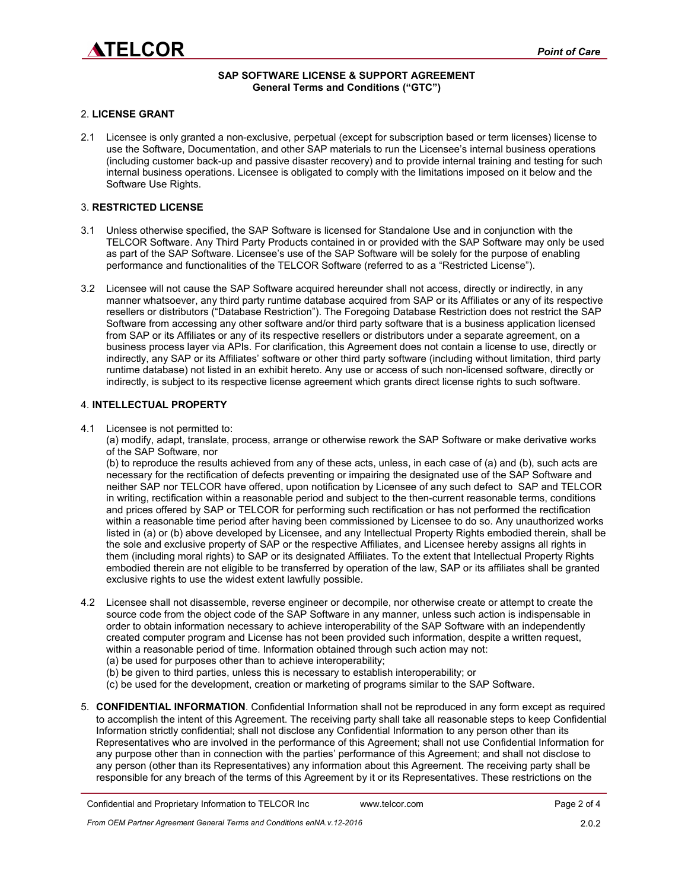**SAP SOFTWARE LICENSE & SUPPORT AGREEMENT**
**General Terms and Conditions ("GTC")**

## 2. LICENSE GRANT

2.1 Licensee is only granted a non-exclusive, perpetual (except for subscription based or term licenses) license to use the Software, Documentation, and other SAP materials to run the Licensee's internal business operations (including customer back-up and passive disaster recovery) and to provide internal training and testing for such internal business operations. Licensee is obligated to comply with the limitations imposed on it below and the Software Use Rights.

## 3. RESTRICTED LICENSE

3.1 Unless otherwise specified, the SAP Software is licensed for Standalone Use and in conjunction with the TELCOR Software. Any Third Party Products contained in or provided with the SAP Software may only be used as part of the SAP Software. Licensee's use of the SAP Software will be solely for the purpose of enabling performance and functionalities of the TELCOR Software (referred to as a "Restricted License").

3.2 Licensee will not cause the SAP Software acquired hereunder shall not access, directly or indirectly, in any manner whatsoever, any third party runtime database acquired from SAP or its Affiliates or any of its respective resellers or distributors ("Database Restriction"). The Foregoing Database Restriction does not restrict the SAP Software from accessing any other software and/or third party software that is a business application licensed from SAP or its Affiliates or any of its respective resellers or distributors under a separate agreement, on a business process layer via APIs. For clarification, this Agreement does not contain a license to use, directly or indirectly, any SAP or its Affiliates' software or other third party software (including without limitation, third party runtime database) not listed in an exhibit hereto. Any use or access of such non-licensed software, directly or indirectly, is subject to its respective license agreement which grants direct license rights to such software.

## 4. INTELLECTUAL PROPERTY

4.1 Licensee is not permitted to:

(a) modify, adapt, translate, process, arrange or otherwise rework the SAP Software or make derivative works of the SAP Software, nor

(b) to reproduce the results achieved from any of these acts, unless, in each case of (a) and (b), such acts are necessary for the rectification of defects preventing or impairing the designated use of the SAP Software and neither SAP nor TELCOR have offered, upon notification by Licensee of any such defect to SAP and TELCOR in writing, rectification within a reasonable period and subject to the then-current reasonable terms, conditions and prices offered by SAP or TELCOR for performing such rectification or has not performed the rectification within a reasonable time period after having been commissioned by Licensee to do so. Any unauthorized works listed in (a) or (b) above developed by Licensee, and any Intellectual Property Rights embodied therein, shall be the sole and exclusive property of SAP or the respective Affiliates, and Licensee hereby assigns all rights in them (including moral rights) to SAP or its designated Affiliates. To the extent that Intellectual Property Rights embodied therein are not eligible to be transferred by operation of the law, SAP or its affiliates shall be granted exclusive rights to use the widest extent lawfully possible.

4.2 Licensee shall not disassemble, reverse engineer or decompile, nor otherwise create or attempt to create the source code from the object code of the SAP Software in any manner, unless such action is indispensable in order to obtain information necessary to achieve interoperability of the SAP Software with an independently created computer program and License has not been provided such information, despite a written request, within a reasonable period of time. Information obtained through such action may not:

(a) be used for purposes other than to achieve interoperability;
(b) be given to third parties, unless this is necessary to establish interoperability; or
(c) be used for the development, creation or marketing of programs similar to the SAP Software.

5. **CONFIDENTIAL INFORMATION**. Confidential Information shall not be reproduced in any form except as required to accomplish the intent of this Agreement. The receiving party shall take all reasonable steps to keep Confidential Information strictly confidential; shall not disclose any Confidential Information to any person other than its Representatives who are involved in the performance of this Agreement; shall not use Confidential Information for any purpose other than in connection with the parties' performance of this Agreement; and shall not disclose to any person (other than its Representatives) any information about this Agreement. The receiving party shall be responsible for any breach of the terms of this Agreement by it or its Representatives. These restrictions on the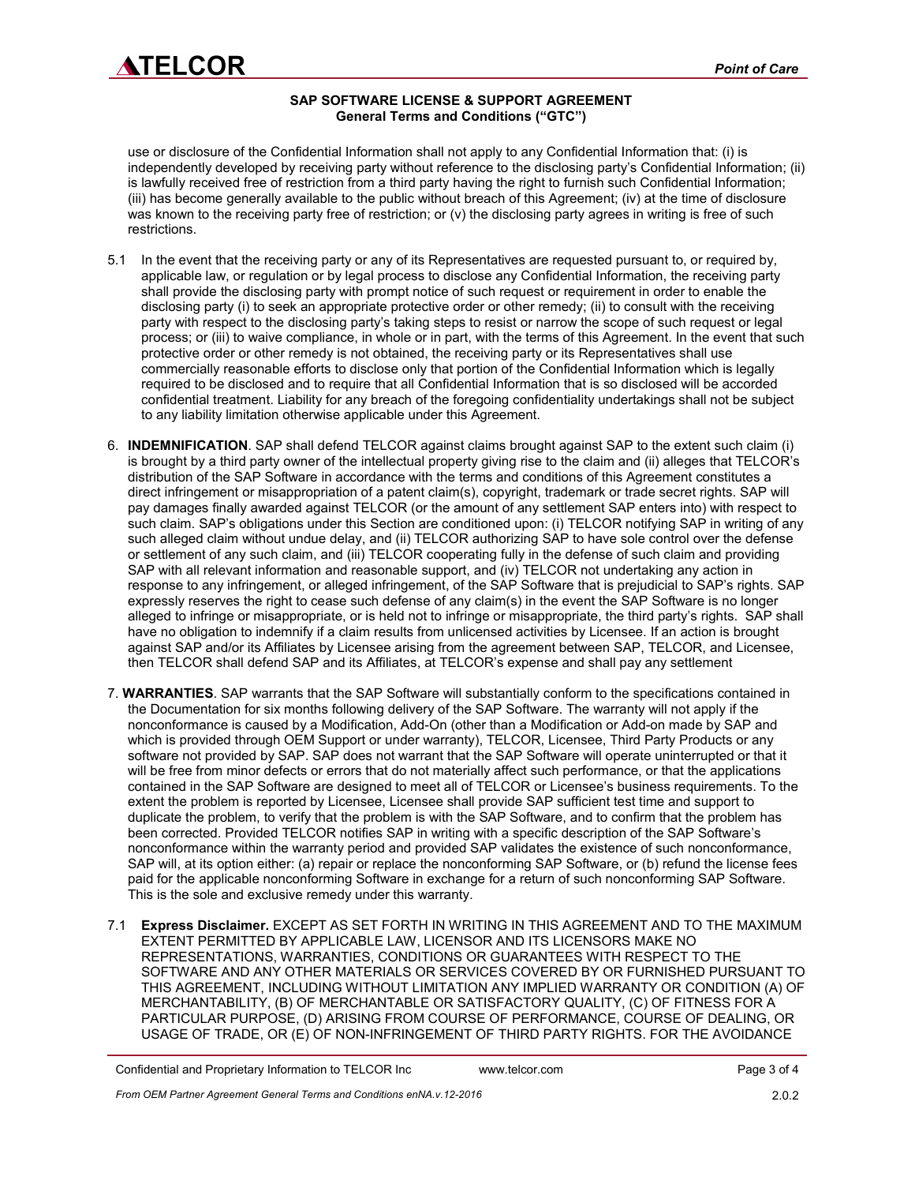**SAP SOFTWARE LICENSE & SUPPORT AGREEMENT**
**General Terms and Conditions ("GTC")**

use or disclosure of the Confidential Information shall not apply to any Confidential Information that: (i) is independently developed by receiving party without reference to the disclosing party's Confidential Information; (ii) is lawfully received free of restriction from a third party having the right to furnish such Confidential Information; (iii) has become generally available to the public without breach of this Agreement; (iv) at the time of disclosure was known to the receiving party free of restriction; or (v) the disclosing party agrees in writing is free of such restrictions.

5.1 In the event that the receiving party or any of its Representatives are requested pursuant to, or required by, applicable law, or regulation or by legal process to disclose any Confidential Information, the receiving party shall provide the disclosing party with prompt notice of such request or requirement in order to enable the disclosing party (i) to seek an appropriate protective order or other remedy; (ii) to consult with the receiving party with respect to the disclosing party's taking steps to resist or narrow the scope of such request or legal process; or (iii) to waive compliance, in whole or in part, with the terms of this Agreement. In the event that such protective order or other remedy is not obtained, the receiving party or its Representatives shall use commercially reasonable efforts to disclose only that portion of the Confidential Information which is legally required to be disclosed and to require that all Confidential Information that is so disclosed will be accorded confidential treatment. Liability for any breach of the foregoing confidentiality undertakings shall not be subject to any liability limitation otherwise applicable under this Agreement.

6. **INDEMNIFICATION**. SAP shall defend TELCOR against claims brought against SAP to the extent such claim (i) is brought by a third party owner of the intellectual property giving rise to the claim and (ii) alleges that TELCOR's distribution of the SAP Software in accordance with the terms and conditions of this Agreement constitutes a direct infringement or misappropriation of a patent claim(s), copyright, trademark or trade secret rights. SAP will pay damages finally awarded against TELCOR (or the amount of any settlement SAP enters into) with respect to such claim. SAP's obligations under this Section are conditioned upon: (i) TELCOR notifying SAP in writing of any such alleged claim without undue delay, and (ii) TELCOR authorizing SAP to have sole control over the defense or settlement of any such claim, and (iii) TELCOR cooperating fully in the defense of such claim and providing SAP with all relevant information and reasonable support, and (iv) TELCOR not undertaking any action in response to any infringement, or alleged infringement, of the SAP Software that is prejudicial to SAP's rights. SAP expressly reserves the right to cease such defense of any claim(s) in the event the SAP Software is no longer alleged to infringe or misappropriate, or is held not to infringe or misappropriate, the third party's rights. SAP shall have no obligation to indemnify if a claim results from unlicensed activities by Licensee. If an action is brought against SAP and/or its Affiliates by Licensee arising from the agreement between SAP, TELCOR, and Licensee, then TELCOR shall defend SAP and its Affiliates, at TELCOR's expense and shall pay any settlement

7. **WARRANTIES**. SAP warrants that the SAP Software will substantially conform to the specifications contained in the Documentation for six months following delivery of the SAP Software. The warranty will not apply if the nonconformance is caused by a Modification, Add-On (other than a Modification or Add-on made by SAP and which is provided through OEM Support or under warranty), TELCOR, Licensee, Third Party Products or any software not provided by SAP. SAP does not warrant that the SAP Software will operate uninterrupted or that it will be free from minor defects or errors that do not materially affect such performance, or that the applications contained in the SAP Software are designed to meet all of TELCOR or Licensee's business requirements. To the extent the problem is reported by Licensee, Licensee shall provide SAP sufficient test time and support to duplicate the problem, to verify that the problem is with the SAP Software, and to confirm that the problem has been corrected. Provided TELCOR notifies SAP in writing with a specific description of the SAP Software's nonconformance within the warranty period and provided SAP validates the existence of such nonconformance, SAP will, at its option either: (a) repair or replace the nonconforming SAP Software, or (b) refund the license fees paid for the applicable nonconforming Software in exchange for a return of such nonconforming SAP Software. This is the sole and exclusive remedy under this warranty.

7.1 **Express Disclaimer.** EXCEPT AS SET FORTH IN WRITING IN THIS AGREEMENT AND TO THE MAXIMUM EXTENT PERMITTED BY APPLICABLE LAW, LICENSOR AND ITS LICENSORS MAKE NO REPRESENTATIONS, WARRANTIES, CONDITIONS OR GUARANTEES WITH RESPECT TO THE SOFTWARE AND ANY OTHER MATERIALS OR SERVICES COVERED BY OR FURNISHED PURSUANT TO THIS AGREEMENT, INCLUDING WITHOUT LIMITATION ANY IMPLIED WARRANTY OR CONDITION (A) OF MERCHANTABILITY, (B) OF MERCHANTABLE OR SATISFACTORY QUALITY, (C) OF FITNESS FOR A PARTICULAR PURPOSE, (D) ARISING FROM COURSE OF PERFORMANCE, COURSE OF DEALING, OR USAGE OF TRADE, OR (E) OF NON-INFRINGEMENT OF THIRD PARTY RIGHTS. FOR THE AVOIDANCE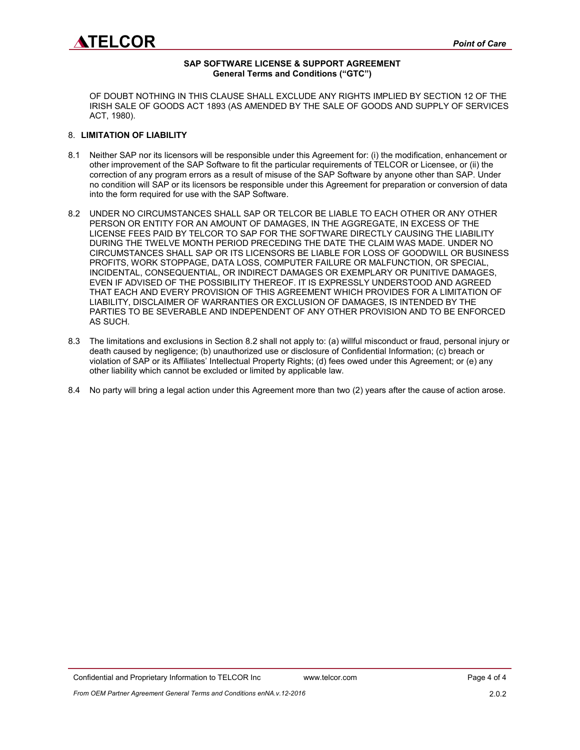OF DOUBT NOTHING IN THIS CLAUSE SHALL EXCLUDE ANY RIGHTS IMPLIED BY SECTION 12 OF THE IRISH SALE OF GOODS ACT 1893 (AS AMENDED BY THE SALE OF GOODS AND SUPPLY OF SERVICES ACT, 1980).

## 8. LIMITATION OF LIABILITY

8.1 Neither SAP nor its licensors will be responsible under this Agreement for: (i) the modification, enhancement or other improvement of the SAP Software to fit the particular requirements of TELCOR or Licensee, or (ii) the correction of any program errors as a result of misuse of the SAP Software by anyone other than SAP. Under no condition will SAP or its licensors be responsible under this Agreement for preparation or conversion of data into the form required for use with the SAP Software.

8.2 UNDER NO CIRCUMSTANCES SHALL SAP OR TELCOR BE LIABLE TO EACH OTHER OR ANY OTHER PERSON OR ENTITY FOR AN AMOUNT OF DAMAGES, IN THE AGGREGATE, IN EXCESS OF THE LICENSE FEES PAID BY TELCOR TO SAP FOR THE SOFTWARE DIRECTLY CAUSING THE LIABILITY DURING THE TWELVE MONTH PERIOD PRECEDING THE DATE THE CLAIM WAS MADE. UNDER NO CIRCUMSTANCES SHALL SAP OR ITS LICENSORS BE LIABLE FOR LOSS OF GOODWILL OR BUSINESS PROFITS, WORK STOPPAGE, DATA LOSS, COMPUTER FAILURE OR MALFUNCTION, OR SPECIAL, INCIDENTAL, CONSEQUENTIAL, OR INDIRECT DAMAGES OR EXEMPLARY OR PUNITIVE DAMAGES, EVEN IF ADVISED OF THE POSSIBILITY THEREOF. IT IS EXPRESSLY UNDERSTOOD AND AGREED THAT EACH AND EVERY PROVISION OF THIS AGREEMENT WHICH PROVIDES FOR A LIMITATION OF LIABILITY, DISCLAIMER OF WARRANTIES OR EXCLUSION OF DAMAGES, IS INTENDED BY THE PARTIES TO BE SEVERABLE AND INDEPENDENT OF ANY OTHER PROVISION AND TO BE ENFORCED AS SUCH.

8.3 The limitations and exclusions in Section 8.2 shall not apply to: (a) willful misconduct or fraud, personal injury or death caused by negligence; (b) unauthorized use or disclosure of Confidential Information; (c) breach or violation of SAP or its Affiliates' Intellectual Property Rights; (d) fees owed under this Agreement; or (e) any other liability which cannot be excluded or limited by applicable law.

8.4 No party will bring a legal action under this Agreement more than two (2) years after the cause of action arose.